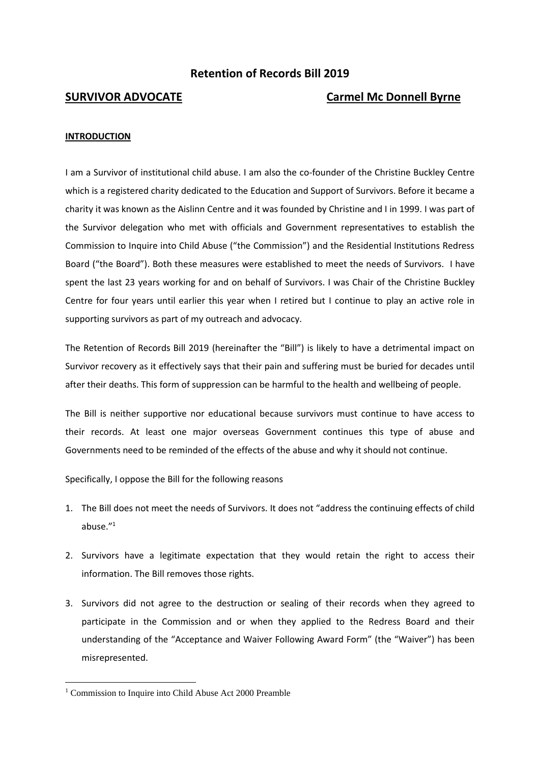# Retention of Records Bill 2019

**SURVIVOR ADVOCATE** **Carmel Mc Donnell Byrne**

## INTRODUCTION

I am a Survivor of institutional child abuse. I am also the co-founder of the Christine Buckley Centre which is a registered charity dedicated to the Education and Support of Survivors. Before it became a charity it was known as the Aislinn Centre and it was founded by Christine and I in 1999. I was part of the Survivor delegation who met with officials and Government representatives to establish the Commission to Inquire into Child Abuse ("the Commission") and the Residential Institutions Redress Board ("the Board"). Both these measures were established to meet the needs of Survivors. I have spent the last 23 years working for and on behalf of Survivors. I was Chair of the Christine Buckley Centre for four years until earlier this year when I retired but I continue to play an active role in supporting survivors as part of my outreach and advocacy.

The Retention of Records Bill 2019 (hereinafter the "Bill") is likely to have a detrimental impact on Survivor recovery as it effectively says that their pain and suffering must be buried for decades until after their deaths. This form of suppression can be harmful to the health and wellbeing of people.

The Bill is neither supportive nor educational because survivors must continue to have access to their records. At least one major overseas Government continues this type of abuse and Governments need to be reminded of the effects of the abuse and why it should not continue.

Specifically, I oppose the Bill for the following reasons

1. The Bill does not meet the needs of Survivors. It does not "address the continuing effects of child abuse."[1]

2. Survivors have a legitimate expectation that they would retain the right to access their information. The Bill removes those rights.

3. Survivors did not agree to the destruction or sealing of their records when they agreed to participate in the Commission and or when they applied to the Redress Board and their understanding of the "Acceptance and Waiver Following Award Form" (the "Waiver") has been misrepresented.

[1] Commission to Inquire into Child Abuse Act 2000 Preamble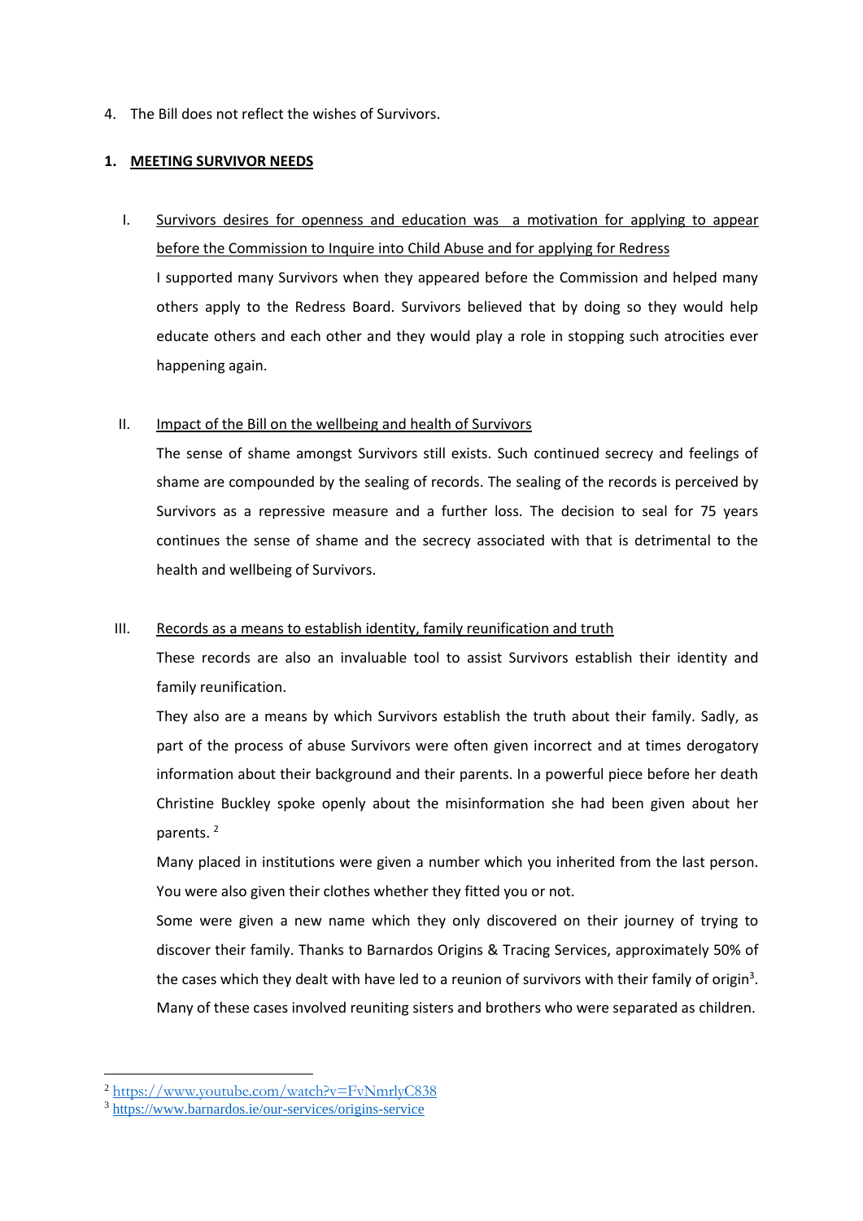4. The Bill does not reflect the wishes of Survivors.

## 1. <u>MEETING SURVIVOR NEEDS</u>

I. <u>Survivors desires for openness and education was a motivation for applying to appear before the Commission to Inquire into Child Abuse and for applying for Redress</u>

I supported many Survivors when they appeared before the Commission and helped many others apply to the Redress Board. Survivors believed that by doing so they would help educate others and each other and they would play a role in stopping such atrocities ever happening again.

II. <u>Impact of the Bill on the wellbeing and health of Survivors</u>

The sense of shame amongst Survivors still exists. Such continued secrecy and feelings of shame are compounded by the sealing of records. The sealing of the records is perceived by Survivors as a repressive measure and a further loss. The decision to seal for 75 years continues the sense of shame and the secrecy associated with that is detrimental to the health and wellbeing of Survivors.

III. <u>Records as a means to establish identity, family reunification and truth</u>

These records are also an invaluable tool to assist Survivors establish their identity and family reunification.

They also are a means by which Survivors establish the truth about their family. Sadly, as part of the process of abuse Survivors were often given incorrect and at times derogatory information about their background and their parents. In a powerful piece before her death Christine Buckley spoke openly about the misinformation she had been given about her parents. [2]

Many placed in institutions were given a number which you inherited from the last person. You were also given their clothes whether they fitted you or not.

Some were given a new name which they only discovered on their journey of trying to discover their family. Thanks to Barnardos Origins & Tracing Services, approximately 50% of the cases which they dealt with have led to a reunion of survivors with their family of origin[3]. Many of these cases involved reuniting sisters and brothers who were separated as children.

---

[2] https://www.youtube.com/watch?v=FvNmrlyC838

[3] https://www.barnardos.ie/our-services/origins-service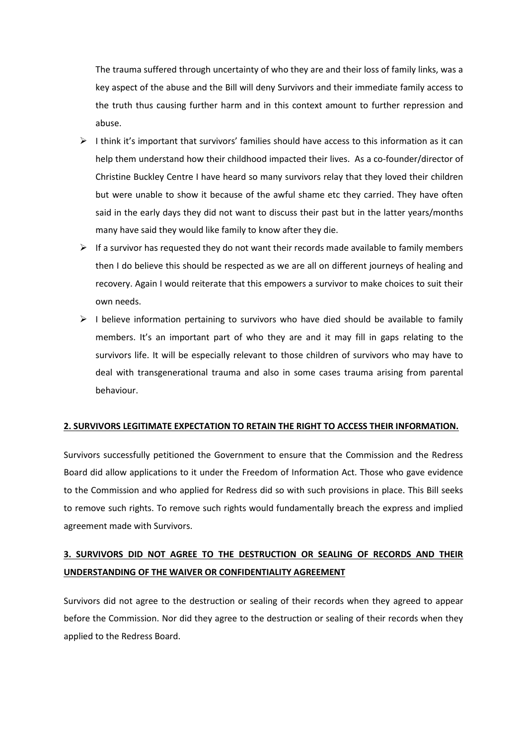The trauma suffered through uncertainty of who they are and their loss of family links, was a key aspect of the abuse and the Bill will deny Survivors and their immediate family access to the truth thus causing further harm and in this context amount to further repression and abuse.

- I think it's important that survivors' families should have access to this information as it can help them understand how their childhood impacted their lives. As a co-founder/director of Christine Buckley Centre I have heard so many survivors relay that they loved their children but were unable to show it because of the awful shame etc they carried. They have often said in the early days they did not want to discuss their past but in the latter years/months many have said they would like family to know after they die.
- If a survivor has requested they do not want their records made available to family members then I do believe this should be respected as we are all on different journeys of healing and recovery. Again I would reiterate that this empowers a survivor to make choices to suit their own needs.
- I believe information pertaining to survivors who have died should be available to family members. It's an important part of who they are and it may fill in gaps relating to the survivors life. It will be especially relevant to those children of survivors who may have to deal with transgenerational trauma and also in some cases trauma arising from parental behaviour.

**2. SURVIVORS LEGITIMATE EXPECTATION TO RETAIN THE RIGHT TO ACCESS THEIR INFORMATION.**

Survivors successfully petitioned the Government to ensure that the Commission and the Redress Board did allow applications to it under the Freedom of Information Act. Those who gave evidence to the Commission and who applied for Redress did so with such provisions in place. This Bill seeks to remove such rights. To remove such rights would fundamentally breach the express and implied agreement made with Survivors.

**3. SURVIVORS DID NOT AGREE TO THE DESTRUCTION OR SEALING OF RECORDS AND THEIR UNDERSTANDING OF THE WAIVER OR CONFIDENTIALITY AGREEMENT**

Survivors did not agree to the destruction or sealing of their records when they agreed to appear before the Commission. Nor did they agree to the destruction or sealing of their records when they applied to the Redress Board.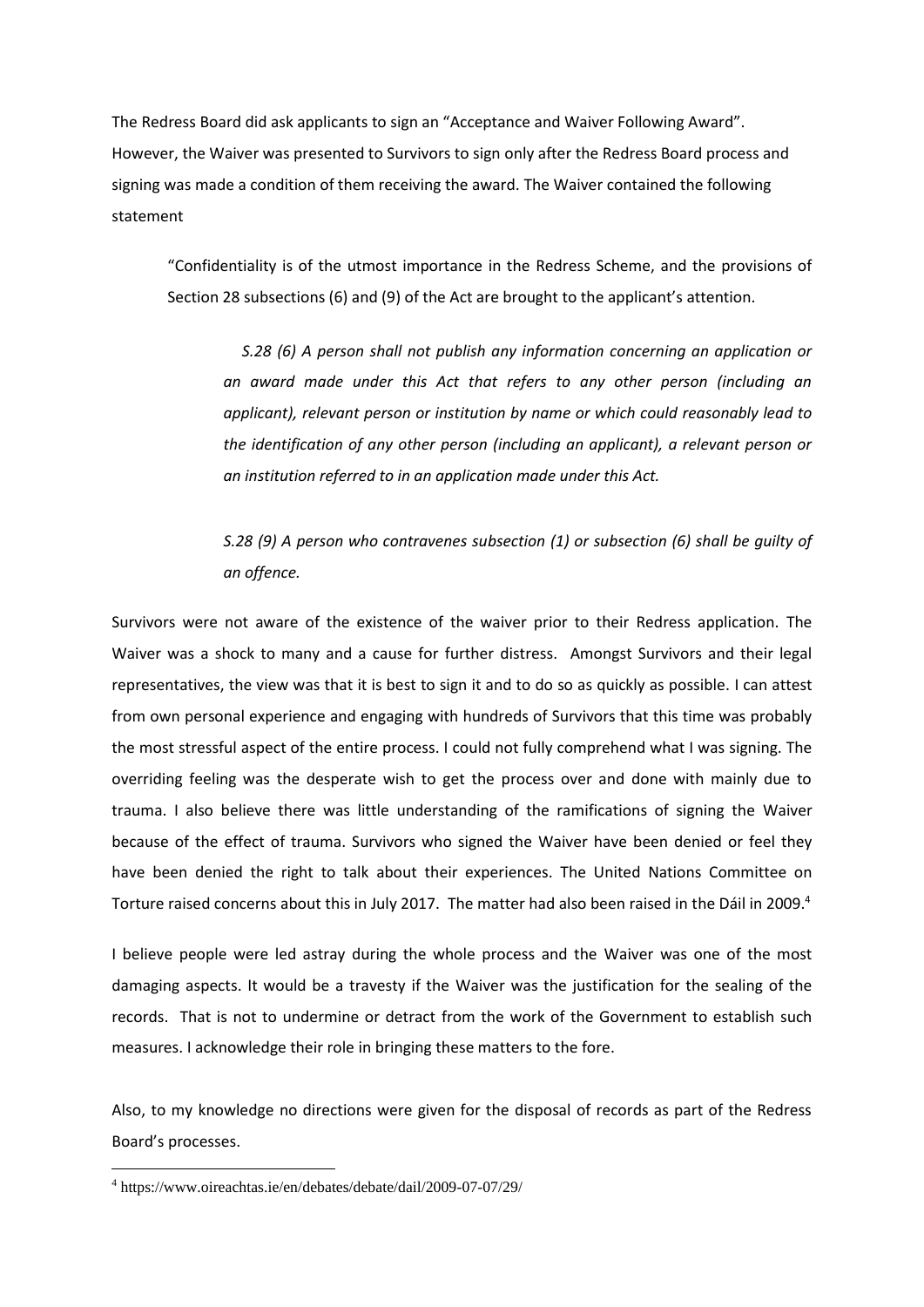The Redress Board did ask applicants to sign an "Acceptance and Waiver Following Award". However, the Waiver was presented to Survivors to sign only after the Redress Board process and signing was made a condition of them receiving the award. The Waiver contained the following statement

> "Confidentiality is of the utmost importance in the Redress Scheme, and the provisions of Section 28 subsections (6) and (9) of the Act are brought to the applicant's attention.
>
> > *S.28 (6) A person shall not publish any information concerning an application or an award made under this Act that refers to any other person (including an applicant), relevant person or institution by name or which could reasonably lead to the identification of any other person (including an applicant), a relevant person or an institution referred to in an application made under this Act.*
> >
> > *S.28 (9) A person who contravenes subsection (1) or subsection (6) shall be guilty of an offence.*

Survivors were not aware of the existence of the waiver prior to their Redress application. The Waiver was a shock to many and a cause for further distress. Amongst Survivors and their legal representatives, the view was that it is best to sign it and to do so as quickly as possible. I can attest from own personal experience and engaging with hundreds of Survivors that this time was probably the most stressful aspect of the entire process. I could not fully comprehend what I was signing. The overriding feeling was the desperate wish to get the process over and done with mainly due to trauma. I also believe there was little understanding of the ramifications of signing the Waiver because of the effect of trauma. Survivors who signed the Waiver have been denied or feel they have been denied the right to talk about their experiences. The United Nations Committee on Torture raised concerns about this in July 2017. The matter had also been raised in the Dáil in 2009.[4]

I believe people were led astray during the whole process and the Waiver was one of the most damaging aspects. It would be a travesty if the Waiver was the justification for the sealing of the records. That is not to undermine or detract from the work of the Government to establish such measures. I acknowledge their role in bringing these matters to the fore.

Also, to my knowledge no directions were given for the disposal of records as part of the Redress Board's processes.

---

[4] https://www.oireachtas.ie/en/debates/debate/dail/2009-07-07/29/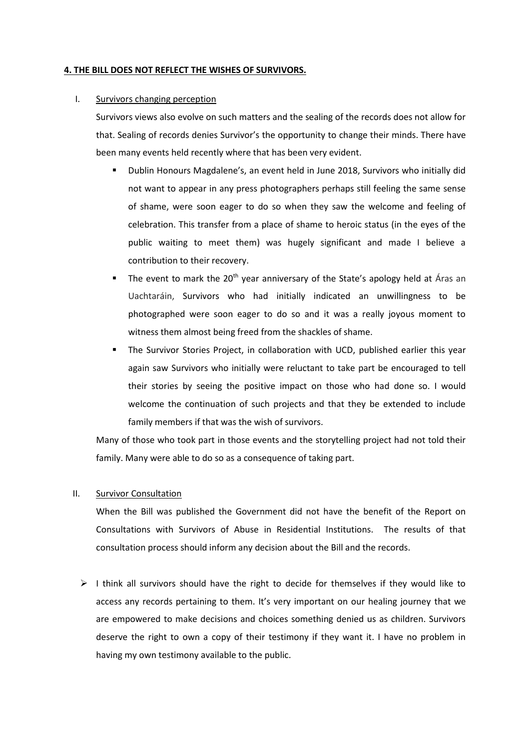**4. THE BILL DOES NOT REFLECT THE WISHES OF SURVIVORS.**

I. Survivors changing perception

Survivors views also evolve on such matters and the sealing of the records does not allow for that. Sealing of records denies Survivor's the opportunity to change their minds. There have been many events held recently where that has been very evident.

- Dublin Honours Magdalene's, an event held in June 2018, Survivors who initially did not want to appear in any press photographers perhaps still feeling the same sense of shame, were soon eager to do so when they saw the welcome and feeling of celebration. This transfer from a place of shame to heroic status (in the eyes of the public waiting to meet them) was hugely significant and made I believe a contribution to their recovery.
- The event to mark the 20th year anniversary of the State's apology held at Áras an Uachtaráin, Survivors who had initially indicated an unwillingness to be photographed were soon eager to do so and it was a really joyous moment to witness them almost being freed from the shackles of shame.
- The Survivor Stories Project, in collaboration with UCD, published earlier this year again saw Survivors who initially were reluctant to take part be encouraged to tell their stories by seeing the positive impact on those who had done so. I would welcome the continuation of such projects and that they be extended to include family members if that was the wish of survivors.

Many of those who took part in those events and the storytelling project had not told their family. Many were able to do so as a consequence of taking part.

II. Survivor Consultation

When the Bill was published the Government did not have the benefit of the Report on Consultations with Survivors of Abuse in Residential Institutions. The results of that consultation process should inform any decision about the Bill and the records.

- I think all survivors should have the right to decide for themselves if they would like to access any records pertaining to them. It's very important on our healing journey that we are empowered to make decisions and choices something denied us as children. Survivors deserve the right to own a copy of their testimony if they want it. I have no problem in having my own testimony available to the public.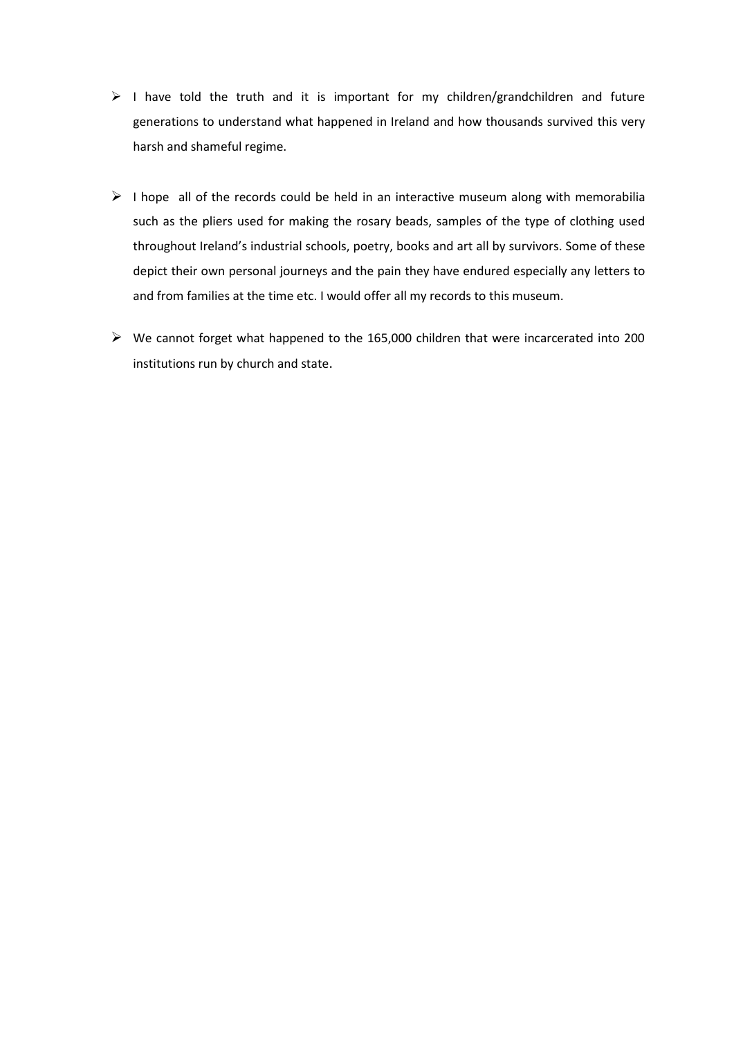- I have told the truth and it is important for my children/grandchildren and future generations to understand what happened in Ireland and how thousands survived this very harsh and shameful regime.

- I hope all of the records could be held in an interactive museum along with memorabilia such as the pliers used for making the rosary beads, samples of the type of clothing used throughout Ireland's industrial schools, poetry, books and art all by survivors. Some of these depict their own personal journeys and the pain they have endured especially any letters to and from families at the time etc. I would offer all my records to this museum.

- We cannot forget what happened to the 165,000 children that were incarcerated into 200 institutions run by church and state.